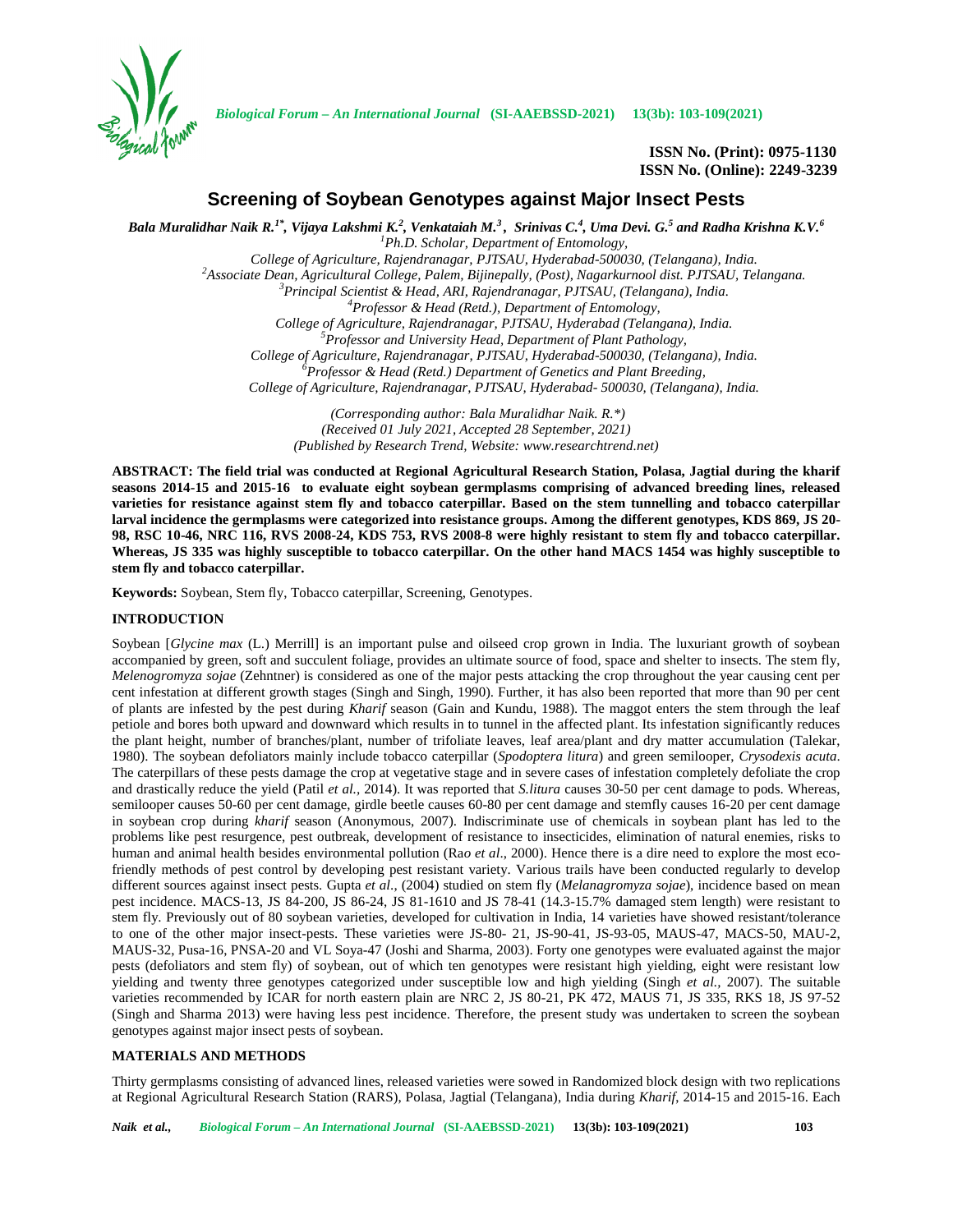# Screening of Soybean Genotypes against Major Insect Pests

***Bala Muralidhar Naik R.[1*], Vijaya Lakshmi K.[2], Venkataiah M.[3], Srinivas C.[4], Uma Devi. G.[5] and Radha Krishna K.V.[6]***

[1]*Ph.D. Scholar, Department of Entomology,*
*College of Agriculture, Rajendranagar, PJTSAU, Hyderabad-500030, (Telangana), India.*
[2]*Associate Dean, Agricultural College, Palem, Bijinepally, (Post), Nagarkurnool dist. PJTSAU, Telangana.*
[3]*Principal Scientist & Head, ARI, Rajendranagar, PJTSAU, (Telangana), India.*
[4]*Professor & Head (Retd.), Department of Entomology,*
*College of Agriculture, Rajendranagar, PJTSAU, Hyderabad (Telangana), India.*
[5]*Professor and University Head, Department of Plant Pathology,*
*College of Agriculture, Rajendranagar, PJTSAU, Hyderabad-500030, (Telangana), India.*
[6]*Professor & Head (Retd.) Department of Genetics and Plant Breeding,*
*College of Agriculture, Rajendranagar, PJTSAU, Hyderabad- 500030, (Telangana), India.*

*(Corresponding author: Bala Muralidhar Naik. R.\*)*
*(Received 01 July 2021, Accepted 28 September, 2021)*
*(Published by Research Trend, Website: www.researchtrend.net)*

**ABSTRACT: The field trial was conducted at Regional Agricultural Research Station, Polasa, Jagtial during the kharif seasons 2014-15 and 2015-16 to evaluate eight soybean germplasms comprising of advanced breeding lines, released varieties for resistance against stem fly and tobacco caterpillar. Based on the stem tunnelling and tobacco caterpillar larval incidence the germplasms were categorized into resistance groups. Among the different genotypes, KDS 869, JS 20-98, RSC 10-46, NRC 116, RVS 2008-24, KDS 753, RVS 2008-8 were highly resistant to stem fly and tobacco caterpillar. Whereas, JS 335 was highly susceptible to tobacco caterpillar. On the other hand MACS 1454 was highly susceptible to stem fly and tobacco caterpillar.**

**Keywords:** Soybean, Stem fly, Tobacco caterpillar, Screening, Genotypes.

## INTRODUCTION

Soybean [*Glycine max* (L.) Merrill] is an important pulse and oilseed crop grown in India. The luxuriant growth of soybean accompanied by green, soft and succulent foliage, provides an ultimate source of food, space and shelter to insects. The stem fly, *Melenogromyza sojae* (Zehntner) is considered as one of the major pests attacking the crop throughout the year causing cent per cent infestation at different growth stages (Singh and Singh, 1990). Further, it has also been reported that more than 90 per cent of plants are infested by the pest during *Kharif* season (Gain and Kundu, 1988). The maggot enters the stem through the leaf petiole and bores both upward and downward which results in to tunnel in the affected plant. Its infestation significantly reduces the plant height, number of branches/plant, number of trifoliate leaves, leaf area/plant and dry matter accumulation (Talekar, 1980). The soybean defoliators mainly include tobacco caterpillar (*Spodoptera litura*) and green semilooper, *Crysodexis acuta*. The caterpillars of these pests damage the crop at vegetative stage and in severe cases of infestation completely defoliate the crop and drastically reduce the yield (Patil *et al.*, 2014). It was reported that *S.litura* causes 30-50 per cent damage to pods. Whereas, semilooper causes 50-60 per cent damage, girdle beetle causes 60-80 per cent damage and stemfly causes 16-20 per cent damage in soybean crop during *kharif* season (Anonymous, 2007). Indiscriminate use of chemicals in soybean plant has led to the problems like pest resurgence, pest outbreak, development of resistance to insecticides, elimination of natural enemies, risks to human and animal health besides environmental pollution (Rao *et al*., 2000). Hence there is a dire need to explore the most eco-friendly methods of pest control by developing pest resistant variety. Various trails have been conducted regularly to develop different sources against insect pests. Gupta *et al*., (2004) studied on stem fly (*Melanagromyza sojae*), incidence based on mean pest incidence. MACS-13, JS 84-200, JS 86-24, JS 81-1610 and JS 78-41 (14.3-15.7% damaged stem length) were resistant to stem fly. Previously out of 80 soybean varieties, developed for cultivation in India, 14 varieties have showed resistant/tolerance to one of the other major insect-pests. These varieties were JS-80- 21, JS-90-41, JS-93-05, MAUS-47, MACS-50, MAU-2, MAUS-32, Pusa-16, PNSA-20 and VL Soya-47 (Joshi and Sharma, 2003). Forty one genotypes were evaluated against the major pests (defoliators and stem fly) of soybean, out of which ten genotypes were resistant high yielding, eight were resistant low yielding and twenty three genotypes categorized under susceptible low and high yielding (Singh *et al.*, 2007). The suitable varieties recommended by ICAR for north eastern plain are NRC 2, JS 80-21, PK 472, MAUS 71, JS 335, RKS 18, JS 97-52 (Singh and Sharma 2013) were having less pest incidence. Therefore, the present study was undertaken to screen the soybean genotypes against major insect pests of soybean.

## MATERIALS AND METHODS

Thirty germplasms consisting of advanced lines, released varieties were sowed in Randomized block design with two replications at Regional Agricultural Research Station (RARS), Polasa, Jagtial (Telangana), India during *Kharif*, 2014-15 and 2015-16. Each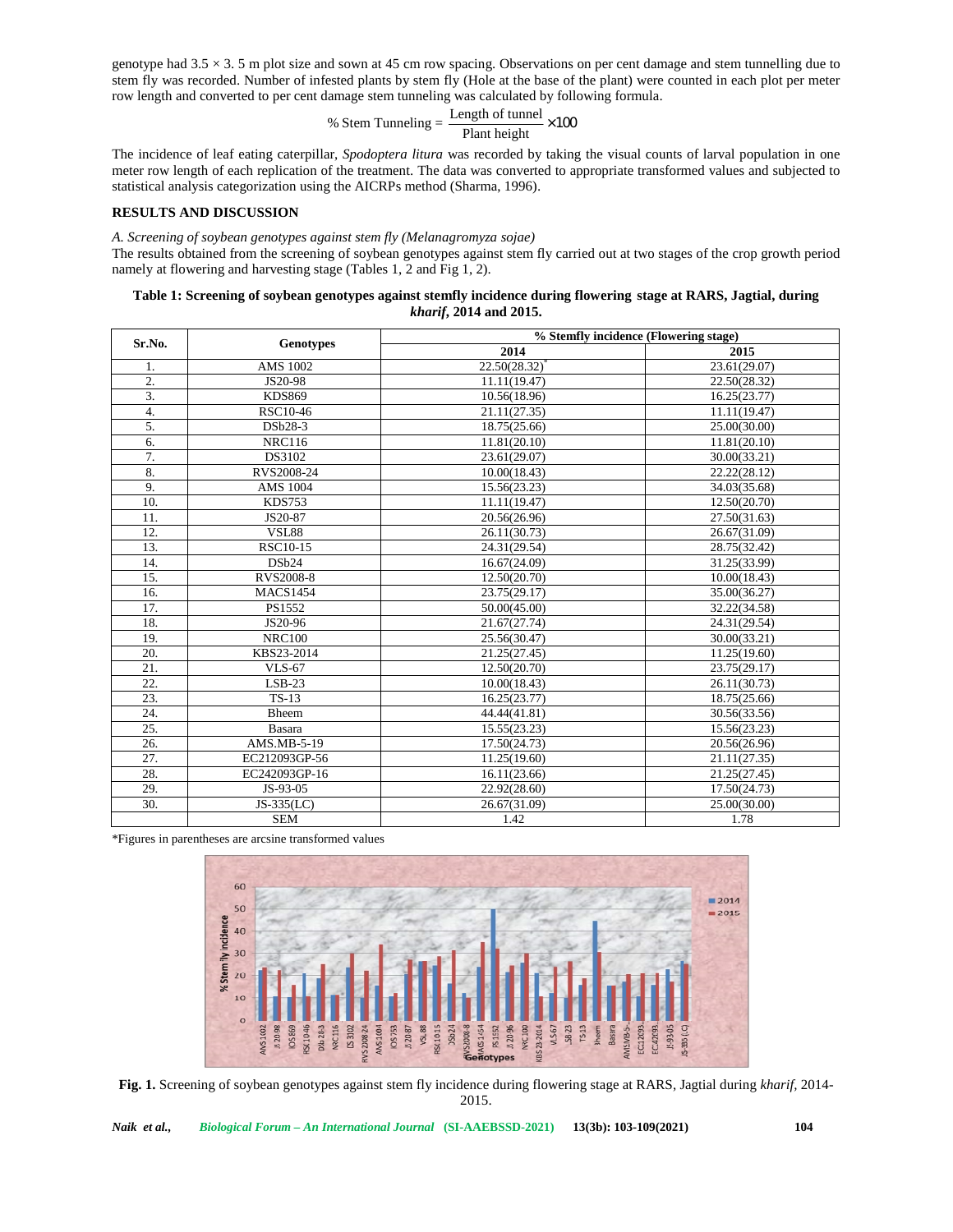genotype had 3.5 × 3. 5 m plot size and sown at 45 cm row spacing. Observations on per cent damage and stem tunnelling due to stem fly was recorded. Number of infested plants by stem fly (Hole at the base of the plant) were counted in each plot per meter row length and converted to per cent damage stem tunneling was calculated by following formula.

$$\% \text{ Stem Tunneling} = \frac{\text{Length of tunnel}}{\text{Plant height}} \times 100$$

The incidence of leaf eating caterpillar, *Spodoptera litura* was recorded by taking the visual counts of larval population in one meter row length of each replication of the treatment. The data was converted to appropriate transformed values and subjected to statistical analysis categorization using the AICRPs method (Sharma, 1996).

## RESULTS AND DISCUSSION

*A. Screening of soybean genotypes against stem fly (Melanagromyza sojae)*

The results obtained from the screening of soybean genotypes against stem fly carried out at two stages of the crop growth period namely at flowering and harvesting stage (Tables 1, 2 and Fig 1, 2).

**Table 1: Screening of soybean genotypes against stemfly incidence during flowering stage at RARS, Jagtial, during *kharif*, 2014 and 2015.**

| Sr.No. | Genotypes | % Stemfly incidence (Flowering stage) | |
|---|---|---|---|
| | | 2014 | 2015 |
| 1. | AMS 1002 | 22.50(28.32)* | 23.61(29.07) |
| 2. | JS20-98 | 11.11(19.47) | 22.50(28.32) |
| 3. | KDS869 | 10.56(18.96) | 16.25(23.77) |
| 4. | RSC10-46 | 21.11(27.35) | 11.11(19.47) |
| 5. | DSb28-3 | 18.75(25.66) | 25.00(30.00) |
| 6. | NRC116 | 11.81(20.10) | 11.81(20.10) |
| 7. | DS3102 | 23.61(29.07) | 30.00(33.21) |
| 8. | RVS2008-24 | 10.00(18.43) | 22.22(28.12) |
| 9. | AMS 1004 | 15.56(23.23) | 34.03(35.68) |
| 10. | KDS753 | 11.11(19.47) | 12.50(20.70) |
| 11. | JS20-87 | 20.56(26.96) | 27.50(31.63) |
| 12. | VSL88 | 26.11(30.73) | 26.67(31.09) |
| 13. | RSC10-15 | 24.31(29.54) | 28.75(32.42) |
| 14. | DSb24 | 16.67(24.09) | 31.25(33.99) |
| 15. | RVS2008-8 | 12.50(20.70) | 10.00(18.43) |
| 16. | MACS1454 | 23.75(29.17) | 35.00(36.27) |
| 17. | PS1552 | 50.00(45.00) | 32.22(34.58) |
| 18. | JS20-96 | 21.67(27.74) | 24.31(29.54) |
| 19. | NRC100 | 25.56(30.47) | 30.00(33.21) |
| 20. | KBS23-2014 | 21.25(27.45) | 11.25(19.60) |
| 21. | VLS-67 | 12.50(20.70) | 23.75(29.17) |
| 22. | LSB-23 | 10.00(18.43) | 26.11(30.73) |
| 23. | TS-13 | 16.25(23.77) | 18.75(25.66) |
| 24. | Bheem | 44.44(41.81) | 30.56(33.56) |
| 25. | Basara | 15.55(23.23) | 15.56(23.23) |
| 26. | AMS.MB-5-19 | 17.50(24.73) | 20.56(26.96) |
| 27. | EC212093GP-56 | 11.25(19.60) | 21.11(27.35) |
| 28. | EC242093GP-16 | 16.11(23.66) | 21.25(27.45) |
| 29. | JS-93-05 | 22.92(28.60) | 17.50(24.73) |
| 30. | JS-335(LC) | 26.67(31.09) | 25.00(30.00) |
| | SEM | 1.42 | 1.78 |

*Figures in parentheses are arcsine transformed values

**Fig. 1.** Screening of soybean genotypes against stem fly incidence during flowering stage at RARS, Jagtial during *kharif*, 2014-2015.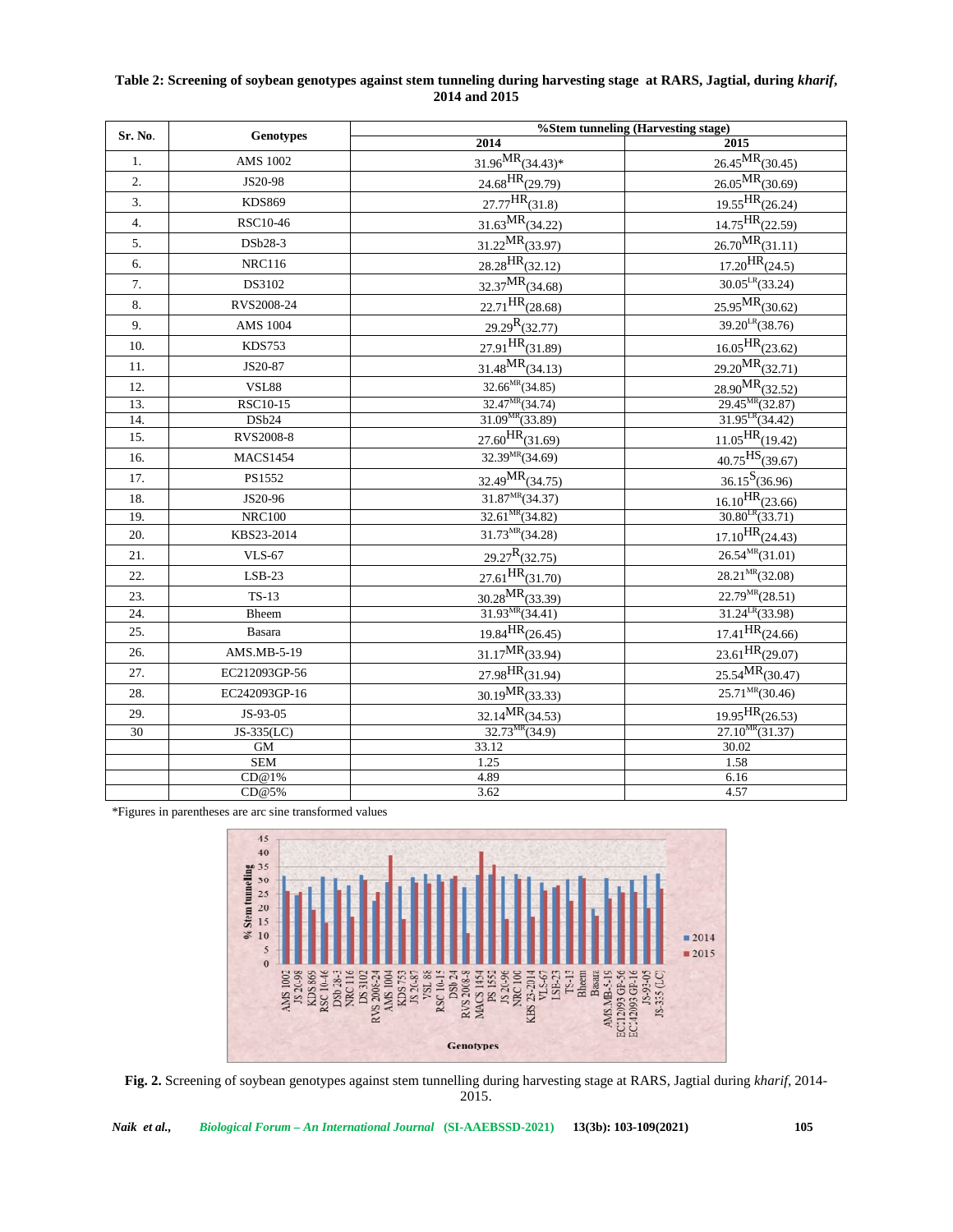**Table 2: Screening of soybean genotypes against stem tunneling during harvesting stage at RARS, Jagtial, during *kharif*, 2014 and 2015**

| Sr. No. | Genotypes | %Stem tunneling (Harvesting stage) | |
|---|---|---|---|
| | | 2014 | 2015 |
| 1. | AMS 1002 | 31.96$^{MR}$(34.43)* | 26.45$^{MR}$(30.45) |
| 2. | JS20-98 | 24.68$^{HR}$(29.79) | 26.05$^{MR}$(30.69) |
| 3. | KDS869 | 27.77$^{HR}$(31.8) | 19.55$^{HR}$(26.24) |
| 4. | RSC10-46 | 31.63$^{MR}$(34.22) | 14.75$^{HR}$(22.59) |
| 5. | DSb28-3 | 31.22$^{MR}$(33.97) | 26.70$^{MR}$(31.11) |
| 6. | NRC116 | 28.28$^{HR}$(32.12) | 17.20$^{HR}$(24.5) |
| 7. | DS3102 | 32.37$^{MR}$(34.68) | 30.05$^{LR}$(33.24) |
| 8. | RVS2008-24 | 22.71$^{HR}$(28.68) | 25.95$^{MR}$(30.62) |
| 9. | AMS 1004 | 29.29$^{R}$(32.77) | 39.20$^{LR}$(38.76) |
| 10. | KDS753 | 27.91$^{HR}$(31.89) | 16.05$^{HR}$(23.62) |
| 11. | JS20-87 | 31.48$^{MR}$(34.13) | 29.20$^{MR}$(32.71) |
| 12. | VSL88 | 32.66$^{MR}$(34.85) | 28.90$^{MR}$(32.52) |
| 13. | RSC10-15 | 32.47$^{MR}$(34.74) | 29.45$^{MR}$(32.87) |
| 14. | DSb24 | 31.09$^{MR}$(33.89) | 31.95$^{LR}$(34.42) |
| 15. | RVS2008-8 | 27.60$^{HR}$(31.69) | 11.05$^{HR}$(19.42) |
| 16. | MACS1454 | 32.39$^{MR}$(34.69) | 40.75$^{HS}$(39.67) |
| 17. | PS1552 | 32.49$^{MR}$(34.75) | 36.15$^{S}$(36.96) |
| 18. | JS20-96 | 31.87$^{MR}$(34.37) | 16.10$^{HR}$(23.66) |
| 19. | NRC100 | 32.61$^{MR}$(34.82) | 30.80$^{LR}$(33.71) |
| 20. | KBS23-2014 | 31.73$^{MR}$(34.28) | 17.10$^{HR}$(24.43) |
| 21. | VLS-67 | 29.27$^{R}$(32.75) | 26.54$^{MR}$(31.01) |
| 22. | LSB-23 | 27.61$^{HR}$(31.70) | 28.21$^{MR}$(32.08) |
| 23. | TS-13 | 30.28$^{MR}$(33.39) | 22.79$^{MR}$(28.51) |
| 24. | Bheem | 31.93$^{MR}$(34.41) | 31.24$^{LR}$(33.98) |
| 25. | Basara | 19.84$^{HR}$(26.45) | 17.41$^{HR}$(24.66) |
| 26. | AMS.MB-5-19 | 31.17$^{MR}$(33.94) | 23.61$^{HR}$(29.07) |
| 27. | EC212093GP-56 | 27.98$^{HR}$(31.94) | 25.54$^{MR}$(30.47) |
| 28. | EC242093GP-16 | 30.19$^{MR}$(33.33) | 25.71$^{MR}$(30.46) |
| 29. | JS-93-05 | 32.14$^{MR}$(34.53) | 19.95$^{HR}$(26.53) |
| 30 | JS-335(LC) | 32.73$^{MR}$(34.9) | 27.10$^{MR}$(31.37) |
| | GM | 33.12 | 30.02 |
| | SEM | 1.25 | 1.58 |
| | CD@1% | 4.89 | 6.16 |
| | CD@5% | 3.62 | 4.57 |

*Figures in parentheses are arc sine transformed values

**Fig. 2.** Screening of soybean genotypes against stem tunnelling during harvesting stage at RARS, Jagtial during *kharif*, 2014-2015.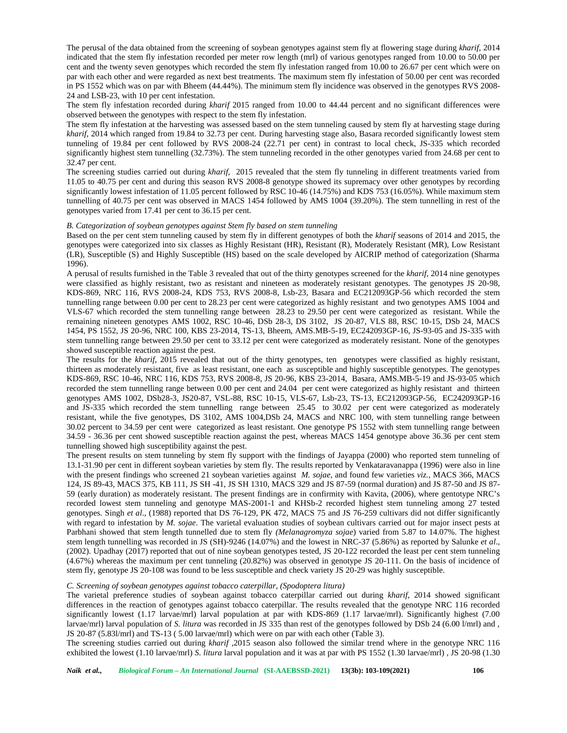The perusal of the data obtained from the screening of soybean genotypes against stem fly at flowering stage during *kharif*, 2014 indicated that the stem fly infestation recorded per meter row length (mrl) of various genotypes ranged from 10.00 to 50.00 per cent and the twenty seven genotypes which recorded the stem fly infestation ranged from 10.00 to 26.67 per cent which were on par with each other and were regarded as next best treatments. The maximum stem fly infestation of 50.00 per cent was recorded in PS 1552 which was on par with Bheem (44.44%). The minimum stem fly incidence was observed in the genotypes RVS 2008-24 and LSB-23, with 10 per cent infestation.

The stem fly infestation recorded during *kharif* 2015 ranged from 10.00 to 44.44 percent and no significant differences were observed between the genotypes with respect to the stem fly infestation.

The stem fly infestation at the harvesting was assessed based on the stem tunneling caused by stem fly at harvesting stage during *kharif*, 2014 which ranged from 19.84 to 32.73 per cent. During harvesting stage also, Basara recorded significantly lowest stem tunneling of 19.84 per cent followed by RVS 2008-24 (22.71 per cent) in contrast to local check, JS-335 which recorded significantly highest stem tunnelling (32.73%). The stem tunneling recorded in the other genotypes varied from 24.68 per cent to 32.47 per cent.

The screening studies carried out during *kharif*, 2015 revealed that the stem fly tunneling in different treatments varied from 11.05 to 40.75 per cent and during this season RVS 2008-8 genotype showed its supremacy over other genotypes by recording significantly lowest infestation of 11.05 percent followed by RSC 10-46 (14.75%) and KDS 753 (16.05%). While maximum stem tunnelling of 40.75 per cent was observed in MACS 1454 followed by AMS 1004 (39.20%). The stem tunnelling in rest of the genotypes varied from 17.41 per cent to 36.15 per cent.

*B. Categorization of soybean genotypes against Stem fly based on stem tunneling*

Based on the per cent stem tunneling caused by stem fly in different genotypes of both the *kharif* seasons of 2014 and 2015, the genotypes were categorized into six classes as Highly Resistant (HR), Resistant (R), Moderately Resistant (MR), Low Resistant (LR), Susceptible (S) and Highly Susceptible (HS) based on the scale developed by AICRIP method of categorization (Sharma 1996).

A perusal of results furnished in the Table 3 revealed that out of the thirty genotypes screened for the *kharif*, 2014 nine genotypes were classified as highly resistant, two as resistant and nineteen as moderately resistant genotypes. The genotypes JS 20-98, KDS-869, NRC 116, RVS 2008-24, KDS 753, RVS 2008-8, Lsb-23, Basara and EC212093GP-56 which recorded the stem tunnelling range between 0.00 per cent to 28.23 per cent were categorized as highly resistant and two genotypes AMS 1004 and VLS-67 which recorded the stem tunnelling range between 28.23 to 29.50 per cent were categorized as resistant. While the remaining nineteen genotypes AMS 1002, RSC 10-46, DSb 28-3, DS 3102, JS 20-87, VLS 88, RSC 10-15, DSb 24, MACS 1454, PS 1552, JS 20-96, NRC 100, KBS 23-2014, TS-13, Bheem, AMS.MB-5-19, EC242093GP-16, JS-93-05 and JS-335 with stem tunnelling range between 29.50 per cent to 33.12 per cent were categorized as moderately resistant. None of the genotypes showed susceptible reaction against the pest.

The results for the *kharif*, 2015 revealed that out of the thirty genotypes, ten genotypes were classified as highly resistant, thirteen as moderately resistant, five as least resistant, one each as susceptible and highly susceptible genotypes. The genotypes KDS-869, RSC 10-46, NRC 116, KDS 753, RVS 2008-8, JS 20-96, KBS 23-2014, Basara, AMS.MB-5-19 and JS-93-05 which recorded the stem tunnelling range between 0.00 per cent and 24.04 per cent were categorized as highly resistant and thirteen genotypes AMS 1002, DSb28-3, JS20-87, VSL-88, RSC 10-15, VLS-67, Lsb-23, TS-13, EC212093GP-56, EC242093GP-16 and JS-335 which recorded the stem tunnelling range between 25.45 to 30.02 per cent were categorized as moderately resistant, while the five genotypes, DS 3102, AMS 1004,DSb 24, MACS and NRC 100, with stem tunnelling range between 30.02 percent to 34.59 per cent were categorized as least resistant. One genotype PS 1552 with stem tunnelling range between 34.59 - 36.36 per cent showed susceptible reaction against the pest, whereas MACS 1454 genotype above 36.36 per cent stem tunnelling showed high susceptibility against the pest.

The present results on stem tunneling by stem fly support with the findings of Jayappa (2000) who reported stem tunneling of 13.1-31.90 per cent in different soybean varieties by stem fly. The results reported by Venkataravanappa (1996) were also in line with the present findings who screened 21 soybean varieties against *M. sojae*, and found few varieties *viz.*, MACS 366, MACS 124, JS 89-43, MACS 375, KB 111, JS SH -41, JS SH 1310, MACS 329 and JS 87-59 (normal duration) and JS 87-50 and JS 87-59 (early duration) as moderately resistant. The present findings are in confirmity with Kavita, (2006), where gentotype NRC's recorded lowest stem tunneling and genotype MAS-2001-1 and KHSb-2 recorded highest stem tunneling among 27 tested genotypes. Singh *et al*., (1988) reported that DS 76-129, PK 472, MACS 75 and JS 76-259 cultivars did not differ significantly with regard to infestation by *M. sojae*. The varietal evaluation studies of soybean cultivars carried out for major insect pests at Parbhani showed that stem length tunnelled due to stem fly *(Melanagromyza sojae)* varied from 5.87 to 14.07%. The highest stem length tunnelling was recorded in JS (SH)-9246 (14.07%) and the lowest in NRC-37 (5.86%) as reported by Salunke *et al*., (2002). Upadhay (2017) reported that out of nine soybean genotypes tested, JS 20-122 recorded the least per cent stem tunneling (4.67%) whereas the maximum per cent tunneling (20.82%) was observed in genotype JS 20-111. On the basis of incidence of stem fly, genotype JS 20-108 was found to be less susceptible and check variety JS 20-29 was highly susceptible.

*C. Screening of soybean genotypes against tobacco caterpillar, (Spodoptera litura)*

The varietal preference studies of soybean against tobacco caterpillar carried out during *kharif*, 2014 showed significant differences in the reaction of genotypes against tobacco caterpillar. The results revealed that the genotype NRC 116 recorded significantly lowest (1.17 larvae/mrl) larval population at par with KDS-869 (1.17 larvae/mrl). Significantly highest (7.00 larvae/mrl) larval population of *S. litura* was recorded in JS 335 than rest of the genotypes followed by DSb 24 (6.00 l/mrl) and , JS 20-87 (5.83l/mrl) and TS-13 ( 5.00 larvae/mrl) which were on par with each other (Table 3).

The screening studies carried out during *kharif* ,2015 season also followed the similar trend where in the genotype NRC 116 exhibited the lowest (1.10 larvae/mrl) *S. litura* larval population and it was at par with PS 1552 (1.30 larvae/mrl) , JS 20-98 (1.30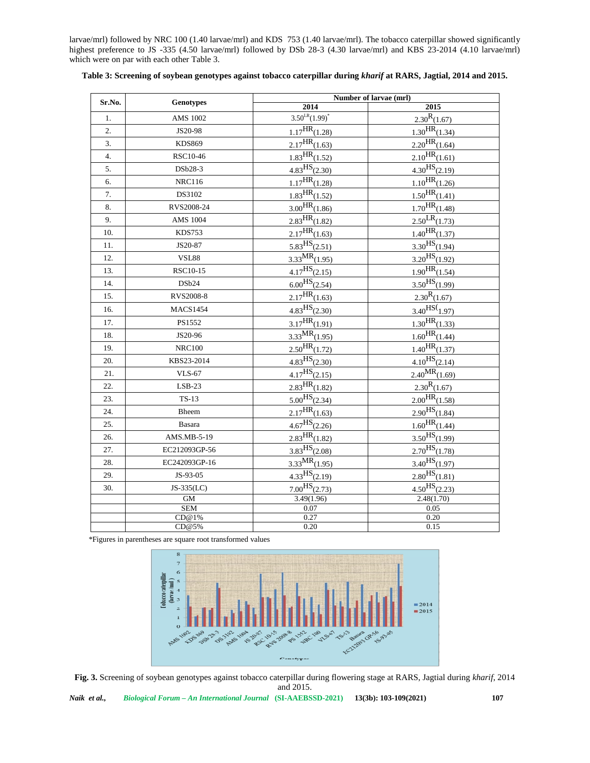larvae/mrl) followed by NRC 100 (1.40 larvae/mrl) and KDS 753 (1.40 larvae/mrl). The tobacco caterpillar showed significantly highest preference to JS -335 (4.50 larvae/mrl) followed by DSb 28-3 (4.30 larvae/mrl) and KBS 23-2014 (4.10 larvae/mrl) which were on par with each other Table 3.

**Table 3: Screening of soybean genotypes against tobacco caterpillar during *kharif* at RARS, Jagtial, 2014 and 2015.**

| Sr.No. | Genotypes | Number of larvae (mrl) | |
|---|---|---|---|
| | | 2014 | 2015 |
| 1. | AMS 1002 | 3.50$^{LR}$(1.99)* | 2.30$^{R}$(1.67) |
| 2. | JS20-98 | 1.17$^{HR}$(1.28) | 1.30$^{HR}$(1.34) |
| 3. | KDS869 | 2.17$^{HR}$(1.63) | 2.20$^{HR}$(1.64) |
| 4. | RSC10-46 | 1.83$^{HR}$(1.52) | 2.10$^{HR}$(1.61) |
| 5. | DSb28-3 | 4.83$^{HS}$(2.30) | 4.30$^{HS}$(2.19) |
| 6. | NRC116 | 1.17$^{HR}$(1.28) | 1.10$^{HR}$(1.26) |
| 7. | DS3102 | 1.83$^{HR}$(1.52) | 1.50$^{HR}$(1.41) |
| 8. | RVS2008-24 | 3.00$^{HR}$(1.86) | 1.70$^{HR}$(1.48) |
| 9. | AMS 1004 | 2.83$^{HR}$(1.82) | 2.50$^{LR}$(1.73) |
| 10. | KDS753 | 2.17$^{HR}$(1.63) | 1.40$^{HR}$(1.37) |
| 11. | JS20-87 | 5.83$^{HS}$(2.51) | 3.30$^{HS}$(1.94) |
| 12. | VSL88 | 3.33$^{MR}$(1.95) | 3.20$^{HS}$(1.92) |
| 13. | RSC10-15 | 4.17$^{HS}$(2.15) | 1.90$^{HR}$(1.54) |
| 14. | DSb24 | 6.00$^{HS}$(2.54) | 3.50$^{HS}$(1.99) |
| 15. | RVS2008-8 | 2.17$^{HR}$(1.63) | 2.30$^{R}$(1.67) |
| 16. | MACS1454 | 4.83$^{HS}$(2.30) | 3.40$^{HS}$(1.97) |
| 17. | PS1552 | 3.17$^{HR}$(1.91) | 1.30$^{HR}$(1.33) |
| 18. | JS20-96 | 3.33$^{MR}$(1.95) | 1.60$^{HR}$(1.44) |
| 19. | NRC100 | 2.50$^{HR}$(1.72) | 1.40$^{HR}$(1.37) |
| 20. | KBS23-2014 | 4.83$^{HS}$(2.30) | 4.10$^{HS}$(2.14) |
| 21. | VLS-67 | 4.17$^{HS}$(2.15) | 2.40$^{MR}$(1.69) |
| 22. | LSB-23 | 2.83$^{HR}$(1.82) | 2.30$^{R}$(1.67) |
| 23. | TS-13 | 5.00$^{HS}$(2.34) | 2.00$^{HR}$(1.58) |
| 24. | Bheem | 2.17$^{HR}$(1.63) | 2.90$^{HS}$(1.84) |
| 25. | Basara | 4.67$^{HS}$(2.26) | 1.60$^{HR}$(1.44) |
| 26. | AMS.MB-5-19 | 2.83$^{HR}$(1.82) | 3.50$^{HS}$(1.99) |
| 27. | EC212093GP-56 | 3.83$^{HS}$(2.08) | 2.70$^{HS}$(1.78) |
| 28. | EC242093GP-16 | 3.33$^{MR}$(1.95) | 3.40$^{HS}$(1.97) |
| 29. | JS-93-05 | 4.33$^{HS}$(2.19) | 2.80$^{HS}$(1.81) |
| 30. | JS-335(LC) | 7.00$^{HS}$(2.73) | 4.50$^{HS}$(2.23) |
| | GM | 3.49(1.96) | 2.48(1.70) |
| | SEM | 0.07 | 0.05 |
| | CD@1% | 0.27 | 0.20 |
| | CD@5% | 0.20 | 0.15 |

*Figures in parentheses are square root transformed values

**Fig. 3.** Screening of soybean genotypes against tobacco caterpillar during flowering stage at RARS, Jagtial during *kharif*, 2014 and 2015.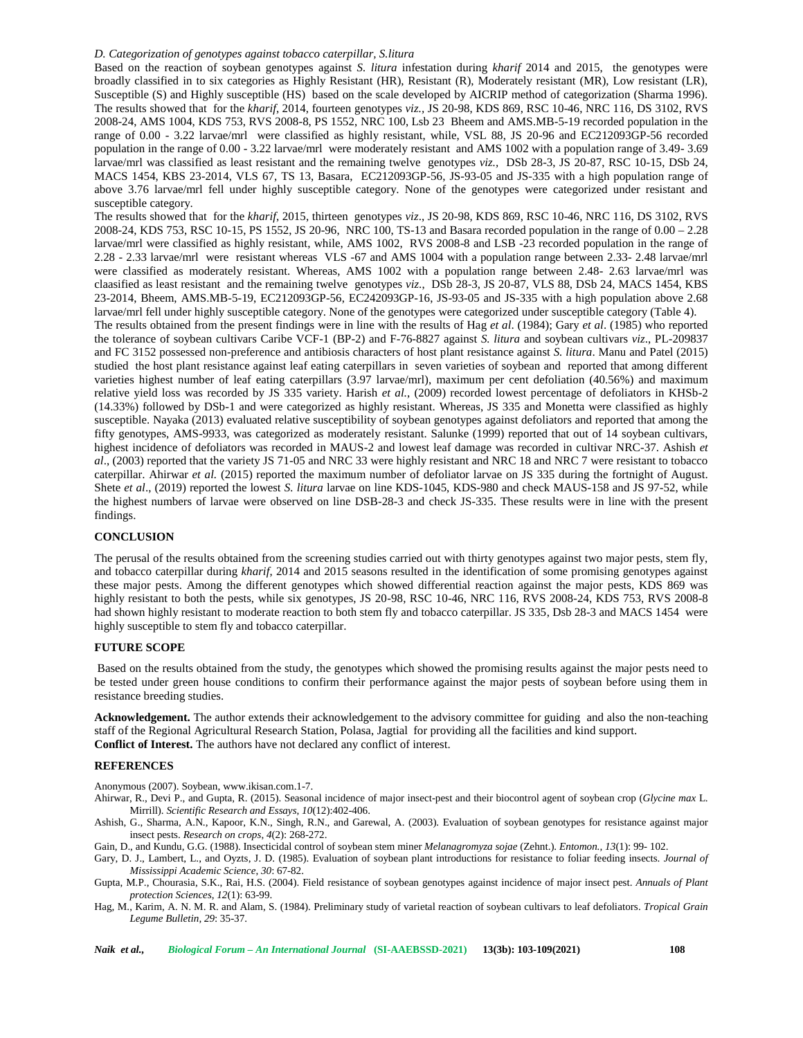*D. Categorization of genotypes against tobacco caterpillar, S.litura*

Based on the reaction of soybean genotypes against *S. litura* infestation during *kharif* 2014 and 2015, the genotypes were broadly classified in to six categories as Highly Resistant (HR), Resistant (R), Moderately resistant (MR), Low resistant (LR), Susceptible (S) and Highly susceptible (HS) based on the scale developed by AICRIP method of categorization (Sharma 1996). The results showed that for the *kharif*, 2014, fourteen genotypes *viz.*, JS 20-98, KDS 869, RSC 10-46, NRC 116, DS 3102, RVS 2008-24, AMS 1004, KDS 753, RVS 2008-8, PS 1552, NRC 100, Lsb 23 Bheem and AMS.MB-5-19 recorded population in the range of 0.00 - 3.22 larvae/mrl were classified as highly resistant, while, VSL 88, JS 20-96 and EC212093GP-56 recorded population in the range of 0.00 - 3.22 larvae/mrl were moderately resistant and AMS 1002 with a population range of 3.49- 3.69 larvae/mrl was classified as least resistant and the remaining twelve genotypes *viz.*, DSb 28-3, JS 20-87, RSC 10-15, DSb 24, MACS 1454, KBS 23-2014, VLS 67, TS 13, Basara, EC212093GP-56, JS-93-05 and JS-335 with a high population range of above 3.76 larvae/mrl fell under highly susceptible category. None of the genotypes were categorized under resistant and susceptible category.

The results showed that for the *kharif*, 2015, thirteen genotypes *viz*., JS 20-98, KDS 869, RSC 10-46, NRC 116, DS 3102, RVS 2008-24, KDS 753, RSC 10-15, PS 1552, JS 20-96, NRC 100, TS-13 and Basara recorded population in the range of 0.00 – 2.28 larvae/mrl were classified as highly resistant, while, AMS 1002, RVS 2008-8 and LSB -23 recorded population in the range of 2.28 - 2.33 larvae/mrl were resistant whereas VLS -67 and AMS 1004 with a population range between 2.33- 2.48 larvae/mrl were classified as moderately resistant. Whereas, AMS 1002 with a population range between 2.48- 2.63 larvae/mrl was claasified as least resistant and the remaining twelve genotypes *viz.*, DSb 28-3, JS 20-87, VLS 88, DSb 24, MACS 1454, KBS 23-2014, Bheem, AMS.MB-5-19, EC212093GP-56, EC242093GP-16, JS-93-05 and JS-335 with a high population above 2.68 larvae/mrl fell under highly susceptible category. None of the genotypes were categorized under susceptible category (Table 4).

The results obtained from the present findings were in line with the results of Hag *et al*. (1984); Gary *et al*. (1985) who reported the tolerance of soybean cultivars Caribe VCF-1 (BP-2) and F-76-8827 against *S. litura* and soybean cultivars *viz*., PL-209837 and FC 3152 possessed non-preference and antibiosis characters of host plant resistance against *S. litura*. Manu and Patel (2015) studied the host plant resistance against leaf eating caterpillars in seven varieties of soybean and reported that among different varieties highest number of leaf eating caterpillars (3.97 larvae/mrl), maximum per cent defoliation (40.56%) and maximum relative yield loss was recorded by JS 335 variety. Harish *et al.*, (2009) recorded lowest percentage of defoliators in KHSb-2 (14.33%) followed by DSb-1 and were categorized as highly resistant. Whereas, JS 335 and Monetta were classified as highly susceptible. Nayaka (2013) evaluated relative susceptibility of soybean genotypes against defoliators and reported that among the fifty genotypes, AMS-9933, was categorized as moderately resistant. Salunke (1999) reported that out of 14 soybean cultivars, highest incidence of defoliators was recorded in MAUS-2 and lowest leaf damage was recorded in cultivar NRC-37. Ashish *et al*., (2003) reported that the variety JS 71-05 and NRC 33 were highly resistant and NRC 18 and NRC 7 were resistant to tobacco caterpillar. Ahirwar *et al.* (2015) reported the maximum number of defoliator larvae on JS 335 during the fortnight of August. Shete *et al*., (2019) reported the lowest *S. litura* larvae on line KDS-1045, KDS-980 and check MAUS-158 and JS 97-52, while the highest numbers of larvae were observed on line DSB-28-3 and check JS-335. These results were in line with the present findings.

## CONCLUSION

The perusal of the results obtained from the screening studies carried out with thirty genotypes against two major pests, stem fly, and tobacco caterpillar during *kharif*, 2014 and 2015 seasons resulted in the identification of some promising genotypes against these major pests. Among the different genotypes which showed differential reaction against the major pests, KDS 869 was highly resistant to both the pests, while six genotypes, JS 20-98, RSC 10-46, NRC 116, RVS 2008-24, KDS 753, RVS 2008-8 had shown highly resistant to moderate reaction to both stem fly and tobacco caterpillar. JS 335, Dsb 28-3 and MACS 1454 were highly susceptible to stem fly and tobacco caterpillar.

## FUTURE SCOPE

Based on the results obtained from the study, the genotypes which showed the promising results against the major pests need to be tested under green house conditions to confirm their performance against the major pests of soybean before using them in resistance breeding studies.

**Acknowledgement.** The author extends their acknowledgement to the advisory committee for guiding and also the non-teaching staff of the Regional Agricultural Research Station, Polasa, Jagtial for providing all the facilities and kind support.

**Conflict of Interest.** The authors have not declared any conflict of interest.

## REFERENCES

Anonymous (2007). Soybean, www.ikisan.com.1-7.

Ahirwar, R., Devi P., and Gupta, R. (2015). Seasonal incidence of major insect-pest and their biocontrol agent of soybean crop (*Glycine max* L. Mirrill). *Scientific Research and Essays, 10*(12):402-406.

Ashish, G., Sharma, A.N., Kapoor, K.N., Singh, R.N., and Garewal, A. (2003). Evaluation of soybean genotypes for resistance against major insect pests. *Research on crops, 4*(2): 268-272.

Gain, D., and Kundu, G.G. (1988). Insecticidal control of soybean stem miner *Melanagromyza sojae* (Zehnt.). *Entomon., 13*(1): 99- 102.

Gary, D. J., Lambert, L., and Oyzts, J. D. (1985). Evaluation of soybean plant introductions for resistance to foliar feeding insects. *Journal of Mississippi Academic Science, 30*: 67-82.

Gupta, M.P., Chourasia, S.K., Rai, H.S. (2004). Field resistance of soybean genotypes against incidence of major insect pest. *Annuals of Plant protection Sciences, 12*(1): 63-99.

Hag, M., Karim, A. N. M. R. and Alam, S. (1984). Preliminary study of varietal reaction of soybean cultivars to leaf defoliators. *Tropical Grain Legume Bulletin, 29*: 35-37.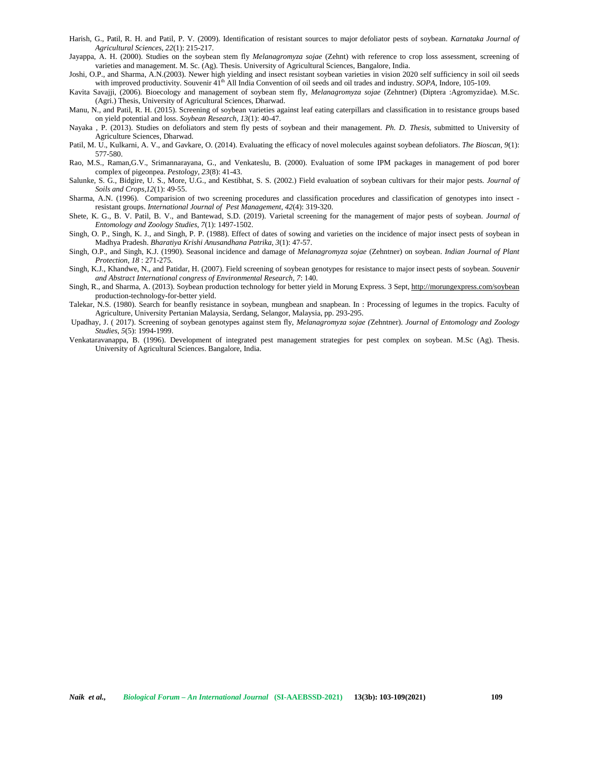Harish, G., Patil, R. H. and Patil, P. V. (2009). Identification of resistant sources to major defoliator pests of soybean. *Karnataka Journal of Agricultural Sciences, 22*(1): 215-217.

Jayappa, A. H. (2000). Studies on the soybean stem fly *Melanagromyza sojae* (Zehnt) with reference to crop loss assessment, screening of varieties and management. M. Sc. (Ag). Thesis. University of Agricultural Sciences, Bangalore, India.

Joshi, O.P., and Sharma, A.N.(2003). Newer high yielding and insect resistant soybean varieties in vision 2020 self sufficiency in soil oil seeds with improved productivity. Souvenir 41th All India Convention of oil seeds and oil trades and industry. *SOPA*, Indore, 105-109.

Kavita Savajji, (2006). Bioecology and management of soybean stem fly, *Melanagromyza sojae* (Zehntner) (Diptera :Agromyzidae). M.Sc. (Agri.) Thesis, University of Agricultural Sciences, Dharwad.

Manu, N., and Patil, R. H. (2015). Screening of soybean varieties against leaf eating caterpillars and classification in to resistance groups based on yield potential and loss. *Soybean Research, 13*(1): 40-47.

Nayaka , P. (2013). Studies on defoliators and stem fly pests of soybean and their management. *Ph. D. Thesis*, submitted to University of Agriculture Sciences, Dharwad.

Patil, M. U., Kulkarni, A. V., and Gavkare, O. (2014). Evaluating the efficacy of novel molecules against soybean defoliators. *The Bioscan, 9*(1): 577-580.

Rao, M.S., Raman,G.V., Srimannarayana, G., and Venkateslu, B. (2000). Evaluation of some IPM packages in management of pod borer complex of pigeonpea. *Pestology, 23*(8): 41-43.

Salunke, S. G., Bidgire, U. S., More, U.G., and Kestibhat, S. S. (2002.) Field evaluation of soybean cultivars for their major pests. *Journal of Soils and Crops,12*(1): 49-55.

Sharma, A.N. (1996). Comparision of two screening procedures and classification procedures and classification of genotypes into insect - resistant groups. *International Journal of Pest Management, 42*(4): 319-320.

Shete, K. G., B. V. Patil, B. V., and Bantewad, S.D. (2019). Varietal screening for the management of major pests of soybean. *Journal of Entomology and Zoology Studies, 7*(1): 1497-1502.

Singh, O. P., Singh, K. J., and Singh, P. P. (1988). Effect of dates of sowing and varieties on the incidence of major insect pests of soybean in Madhya Pradesh. *Bharatiya Krishi Anusandhana Patrika, 3*(1): 47-57.

Singh, O.P., and Singh, K.J. (1990). Seasonal incidence and damage of *Melanagromyza sojae* (Zehntner) on soybean. *Indian Journal of Plant Protection, 18* : 271-275.

Singh, K.J., Khandwe, N., and Patidar, H. (2007). Field screening of soybean genotypes for resistance to major insect pests of soybean. *Souvenir and Abstract International congress of Environmental Research, 7*: 140.

Singh, R., and Sharma, A. (2013). Soybean production technology for better yield in Morung Express. 3 Sept, http://morungexpress.com/soybean production-technology-for-better yield.

Talekar, N.S. (1980). Search for beanfly resistance in soybean, mungbean and snapbean. In : Processing of legumes in the tropics. Faculty of Agriculture, University Pertanian Malaysia, Serdang, Selangor, Malaysia, pp. 293-295.

Upadhay, J. ( 2017). Screening of soybean genotypes against stem fly, *Melanagromyza sojae (*Zehntner). *Journal of Entomology and Zoology Studies, 5*(5): 1994-1999.

Venkataravanappa, B. (1996). Development of integrated pest management strategies for pest complex on soybean. M.Sc (Ag). Thesis. University of Agricultural Sciences. Bangalore, India.